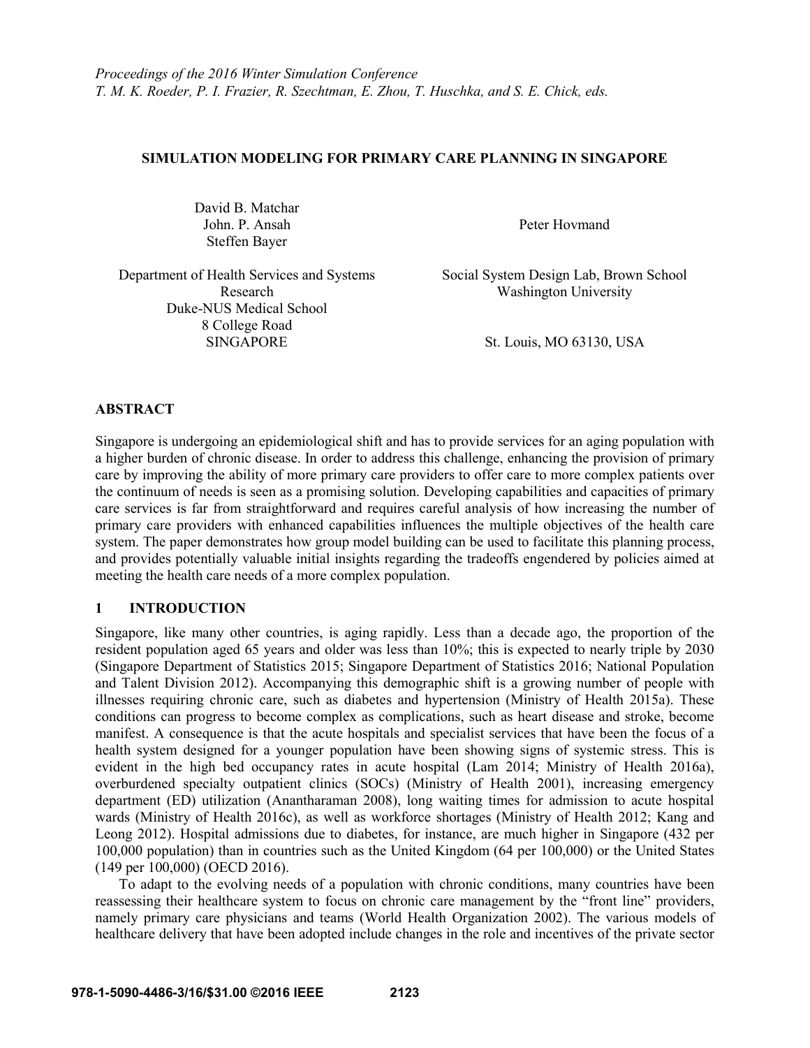*Proceedings of the 2016 Winter Simulation Conference*
*T. M. K. Roeder, P. I. Frazier, R. Szechtman, E. Zhou, T. Huschka, and S. E. Chick, eds.*

# SIMULATION MODELING FOR PRIMARY CARE PLANNING IN SINGAPORE

David B. Matchar
John. P. Ansah
Steffen Bayer

Department of Health Services and Systems Research
Duke-NUS Medical School
8 College Road
SINGAPORE

Peter Hovmand

Social System Design Lab, Brown School
Washington University

St. Louis, MO 63130, USA

## ABSTRACT

Singapore is undergoing an epidemiological shift and has to provide services for an aging population with a higher burden of chronic disease. In order to address this challenge, enhancing the provision of primary care by improving the ability of more primary care providers to offer care to more complex patients over the continuum of needs is seen as a promising solution. Developing capabilities and capacities of primary care services is far from straightforward and requires careful analysis of how increasing the number of primary care providers with enhanced capabilities influences the multiple objectives of the health care system. The paper demonstrates how group model building can be used to facilitate this planning process, and provides potentially valuable initial insights regarding the tradeoffs engendered by policies aimed at meeting the health care needs of a more complex population.

## 1 INTRODUCTION

Singapore, like many other countries, is aging rapidly. Less than a decade ago, the proportion of the resident population aged 65 years and older was less than 10%; this is expected to nearly triple by 2030 (Singapore Department of Statistics 2015; Singapore Department of Statistics 2016; National Population and Talent Division 2012). Accompanying this demographic shift is a growing number of people with illnesses requiring chronic care, such as diabetes and hypertension (Ministry of Health 2015a). These conditions can progress to become complex as complications, such as heart disease and stroke, become manifest. A consequence is that the acute hospitals and specialist services that have been the focus of a health system designed for a younger population have been showing signs of systemic stress. This is evident in the high bed occupancy rates in acute hospital (Lam 2014; Ministry of Health 2016a), overburdened specialty outpatient clinics (SOCs) (Ministry of Health 2001), increasing emergency department (ED) utilization (Anantharaman 2008), long waiting times for admission to acute hospital wards (Ministry of Health 2016c), as well as workforce shortages (Ministry of Health 2012; Kang and Leong 2012). Hospital admissions due to diabetes, for instance, are much higher in Singapore (432 per 100,000 population) than in countries such as the United Kingdom (64 per 100,000) or the United States (149 per 100,000) (OECD 2016).

To adapt to the evolving needs of a population with chronic conditions, many countries have been reassessing their healthcare system to focus on chronic care management by the "front line" providers, namely primary care physicians and teams (World Health Organization 2002). The various models of healthcare delivery that have been adopted include changes in the role and incentives of the private sector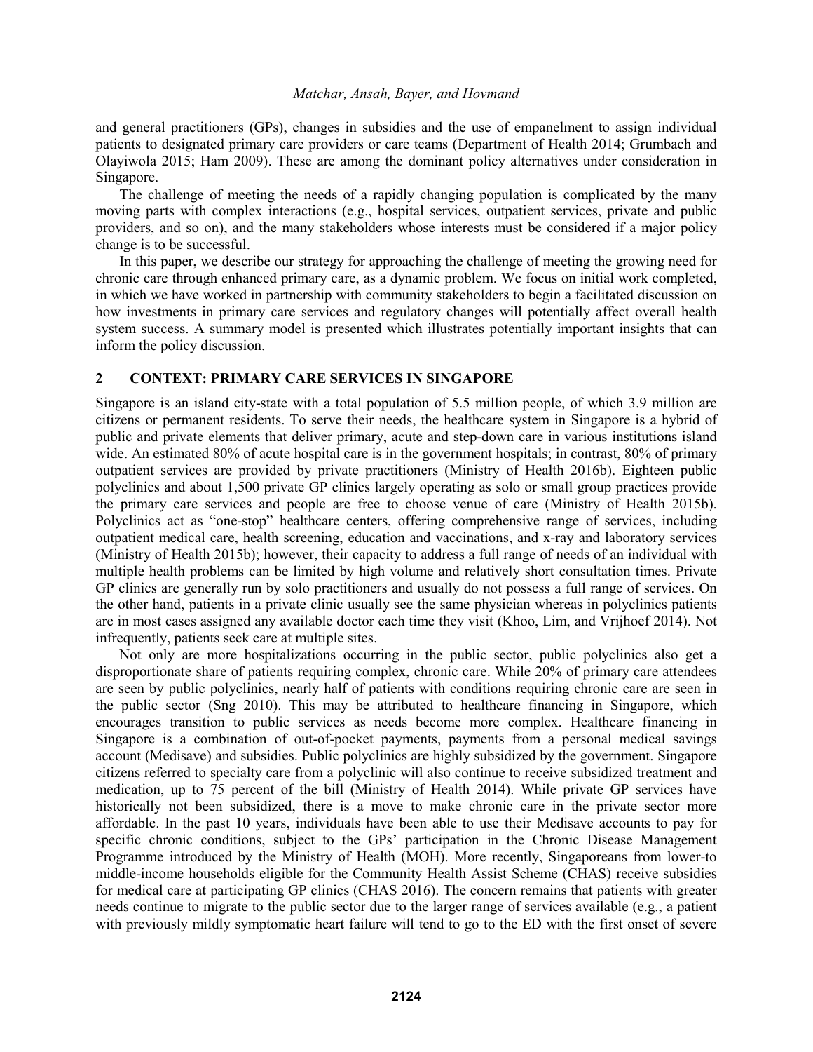and general practitioners (GPs), changes in subsidies and the use of empanelment to assign individual patients to designated primary care providers or care teams (Department of Health 2014; Grumbach and Olayiwola 2015; Ham 2009). These are among the dominant policy alternatives under consideration in Singapore.

The challenge of meeting the needs of a rapidly changing population is complicated by the many moving parts with complex interactions (e.g., hospital services, outpatient services, private and public providers, and so on), and the many stakeholders whose interests must be considered if a major policy change is to be successful.

In this paper, we describe our strategy for approaching the challenge of meeting the growing need for chronic care through enhanced primary care, as a dynamic problem. We focus on initial work completed, in which we have worked in partnership with community stakeholders to begin a facilitated discussion on how investments in primary care services and regulatory changes will potentially affect overall health system success. A summary model is presented which illustrates potentially important insights that can inform the policy discussion.

## 2 CONTEXT: PRIMARY CARE SERVICES IN SINGAPORE

Singapore is an island city-state with a total population of 5.5 million people, of which 3.9 million are citizens or permanent residents. To serve their needs, the healthcare system in Singapore is a hybrid of public and private elements that deliver primary, acute and step-down care in various institutions island wide. An estimated 80% of acute hospital care is in the government hospitals; in contrast, 80% of primary outpatient services are provided by private practitioners (Ministry of Health 2016b). Eighteen public polyclinics and about 1,500 private GP clinics largely operating as solo or small group practices provide the primary care services and people are free to choose venue of care (Ministry of Health 2015b). Polyclinics act as "one-stop" healthcare centers, offering comprehensive range of services, including outpatient medical care, health screening, education and vaccinations, and x-ray and laboratory services (Ministry of Health 2015b); however, their capacity to address a full range of needs of an individual with multiple health problems can be limited by high volume and relatively short consultation times. Private GP clinics are generally run by solo practitioners and usually do not possess a full range of services. On the other hand, patients in a private clinic usually see the same physician whereas in polyclinics patients are in most cases assigned any available doctor each time they visit (Khoo, Lim, and Vrijhoef 2014). Not infrequently, patients seek care at multiple sites.

Not only are more hospitalizations occurring in the public sector, public polyclinics also get a disproportionate share of patients requiring complex, chronic care. While 20% of primary care attendees are seen by public polyclinics, nearly half of patients with conditions requiring chronic care are seen in the public sector (Sng 2010). This may be attributed to healthcare financing in Singapore, which encourages transition to public services as needs become more complex. Healthcare financing in Singapore is a combination of out-of-pocket payments, payments from a personal medical savings account (Medisave) and subsidies. Public polyclinics are highly subsidized by the government. Singapore citizens referred to specialty care from a polyclinic will also continue to receive subsidized treatment and medication, up to 75 percent of the bill (Ministry of Health 2014). While private GP services have historically not been subsidized, there is a move to make chronic care in the private sector more affordable. In the past 10 years, individuals have been able to use their Medisave accounts to pay for specific chronic conditions, subject to the GPs' participation in the Chronic Disease Management Programme introduced by the Ministry of Health (MOH). More recently, Singaporeans from lower-to middle-income households eligible for the Community Health Assist Scheme (CHAS) receive subsidies for medical care at participating GP clinics (CHAS 2016). The concern remains that patients with greater needs continue to migrate to the public sector due to the larger range of services available (e.g., a patient with previously mildly symptomatic heart failure will tend to go to the ED with the first onset of severe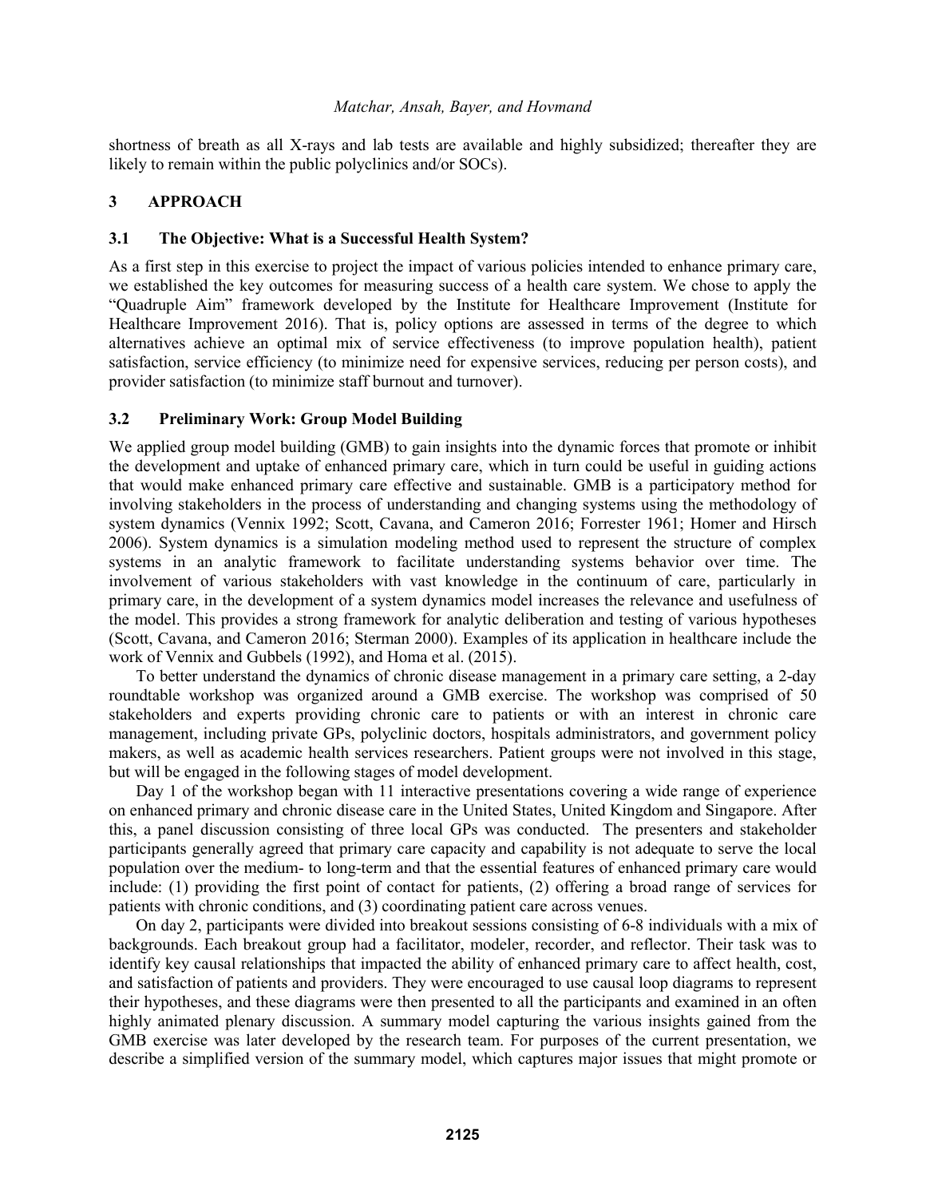shortness of breath as all X-rays and lab tests are available and highly subsidized; thereafter they are likely to remain within the public polyclinics and/or SOCs).

# 3 APPROACH

## 3.1 The Objective: What is a Successful Health System?

As a first step in this exercise to project the impact of various policies intended to enhance primary care, we established the key outcomes for measuring success of a health care system. We chose to apply the "Quadruple Aim" framework developed by the Institute for Healthcare Improvement (Institute for Healthcare Improvement 2016). That is, policy options are assessed in terms of the degree to which alternatives achieve an optimal mix of service effectiveness (to improve population health), patient satisfaction, service efficiency (to minimize need for expensive services, reducing per person costs), and provider satisfaction (to minimize staff burnout and turnover).

## 3.2 Preliminary Work: Group Model Building

We applied group model building (GMB) to gain insights into the dynamic forces that promote or inhibit the development and uptake of enhanced primary care, which in turn could be useful in guiding actions that would make enhanced primary care effective and sustainable. GMB is a participatory method for involving stakeholders in the process of understanding and changing systems using the methodology of system dynamics (Vennix 1992; Scott, Cavana, and Cameron 2016; Forrester 1961; Homer and Hirsch 2006). System dynamics is a simulation modeling method used to represent the structure of complex systems in an analytic framework to facilitate understanding systems behavior over time. The involvement of various stakeholders with vast knowledge in the continuum of care, particularly in primary care, in the development of a system dynamics model increases the relevance and usefulness of the model. This provides a strong framework for analytic deliberation and testing of various hypotheses (Scott, Cavana, and Cameron 2016; Sterman 2000). Examples of its application in healthcare include the work of Vennix and Gubbels (1992), and Homa et al. (2015).

To better understand the dynamics of chronic disease management in a primary care setting, a 2-day roundtable workshop was organized around a GMB exercise. The workshop was comprised of 50 stakeholders and experts providing chronic care to patients or with an interest in chronic care management, including private GPs, polyclinic doctors, hospitals administrators, and government policy makers, as well as academic health services researchers. Patient groups were not involved in this stage, but will be engaged in the following stages of model development.

Day 1 of the workshop began with 11 interactive presentations covering a wide range of experience on enhanced primary and chronic disease care in the United States, United Kingdom and Singapore. After this, a panel discussion consisting of three local GPs was conducted. The presenters and stakeholder participants generally agreed that primary care capacity and capability is not adequate to serve the local population over the medium- to long-term and that the essential features of enhanced primary care would include: (1) providing the first point of contact for patients, (2) offering a broad range of services for patients with chronic conditions, and (3) coordinating patient care across venues.

On day 2, participants were divided into breakout sessions consisting of 6-8 individuals with a mix of backgrounds. Each breakout group had a facilitator, modeler, recorder, and reflector. Their task was to identify key causal relationships that impacted the ability of enhanced primary care to affect health, cost, and satisfaction of patients and providers. They were encouraged to use causal loop diagrams to represent their hypotheses, and these diagrams were then presented to all the participants and examined in an often highly animated plenary discussion. A summary model capturing the various insights gained from the GMB exercise was later developed by the research team. For purposes of the current presentation, we describe a simplified version of the summary model, which captures major issues that might promote or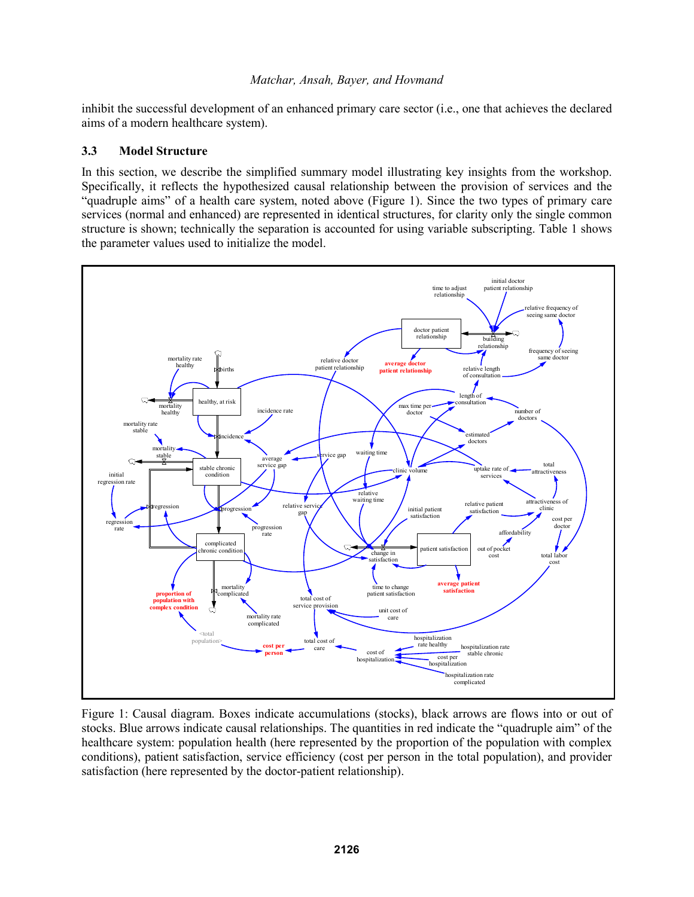inhibit the successful development of an enhanced primary care sector (i.e., one that achieves the declared aims of a modern healthcare system).

### 3.3 Model Structure

In this section, we describe the simplified summary model illustrating key insights from the workshop. Specifically, it reflects the hypothesized causal relationship between the provision of services and the "quadruple aims" of a health care system, noted above (Figure 1). Since the two types of primary care services (normal and enhanced) are represented in identical structures, for clarity only the single common structure is shown; technically the separation is accounted for using variable subscripting. Table 1 shows the parameter values used to initialize the model.

Figure 1: Causal diagram. Boxes indicate accumulations (stocks), black arrows are flows into or out of stocks. Blue arrows indicate causal relationships. The quantities in red indicate the "quadruple aim" of the healthcare system: population health (here represented by the proportion of the population with complex conditions), patient satisfaction, service efficiency (cost per person in the total population), and provider satisfaction (here represented by the doctor-patient relationship).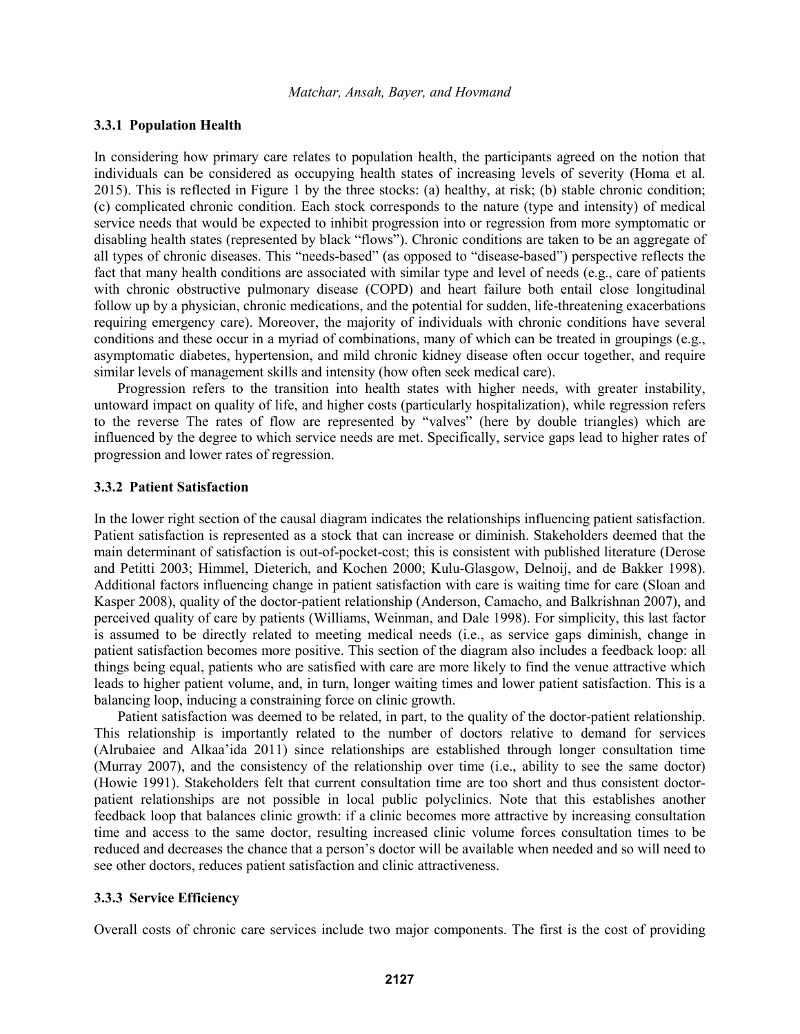### 3.3.1 Population Health

In considering how primary care relates to population health, the participants agreed on the notion that individuals can be considered as occupying health states of increasing levels of severity (Homa et al. 2015). This is reflected in Figure 1 by the three stocks: (a) healthy, at risk; (b) stable chronic condition; (c) complicated chronic condition. Each stock corresponds to the nature (type and intensity) of medical service needs that would be expected to inhibit progression into or regression from more symptomatic or disabling health states (represented by black "flows"). Chronic conditions are taken to be an aggregate of all types of chronic diseases. This "needs-based" (as opposed to "disease-based") perspective reflects the fact that many health conditions are associated with similar type and level of needs (e.g., care of patients with chronic obstructive pulmonary disease (COPD) and heart failure both entail close longitudinal follow up by a physician, chronic medications, and the potential for sudden, life-threatening exacerbations requiring emergency care). Moreover, the majority of individuals with chronic conditions have several conditions and these occur in a myriad of combinations, many of which can be treated in groupings (e.g., asymptomatic diabetes, hypertension, and mild chronic kidney disease often occur together, and require similar levels of management skills and intensity (how often seek medical care).

Progression refers to the transition into health states with higher needs, with greater instability, untoward impact on quality of life, and higher costs (particularly hospitalization), while regression refers to the reverse The rates of flow are represented by "valves" (here by double triangles) which are influenced by the degree to which service needs are met. Specifically, service gaps lead to higher rates of progression and lower rates of regression.

### 3.3.2 Patient Satisfaction

In the lower right section of the causal diagram indicates the relationships influencing patient satisfaction. Patient satisfaction is represented as a stock that can increase or diminish. Stakeholders deemed that the main determinant of satisfaction is out-of-pocket-cost; this is consistent with published literature (Derose and Petitti 2003; Himmel, Dieterich, and Kochen 2000; Kulu-Glasgow, Delnoij, and de Bakker 1998). Additional factors influencing change in patient satisfaction with care is waiting time for care (Sloan and Kasper 2008), quality of the doctor-patient relationship (Anderson, Camacho, and Balkrishnan 2007), and perceived quality of care by patients (Williams, Weinman, and Dale 1998). For simplicity, this last factor is assumed to be directly related to meeting medical needs (i.e., as service gaps diminish, change in patient satisfaction becomes more positive. This section of the diagram also includes a feedback loop: all things being equal, patients who are satisfied with care are more likely to find the venue attractive which leads to higher patient volume, and, in turn, longer waiting times and lower patient satisfaction. This is a balancing loop, inducing a constraining force on clinic growth.

Patient satisfaction was deemed to be related, in part, to the quality of the doctor-patient relationship. This relationship is importantly related to the number of doctors relative to demand for services (Alrubaiee and Alkaa'ida 2011) since relationships are established through longer consultation time (Murray 2007), and the consistency of the relationship over time (i.e., ability to see the same doctor) (Howie 1991). Stakeholders felt that current consultation time are too short and thus consistent doctor-patient relationships are not possible in local public polyclinics. Note that this establishes another feedback loop that balances clinic growth: if a clinic becomes more attractive by increasing consultation time and access to the same doctor, resulting increased clinic volume forces consultation times to be reduced and decreases the chance that a person's doctor will be available when needed and so will need to see other doctors, reduces patient satisfaction and clinic attractiveness.

### 3.3.3 Service Efficiency

Overall costs of chronic care services include two major components. The first is the cost of providing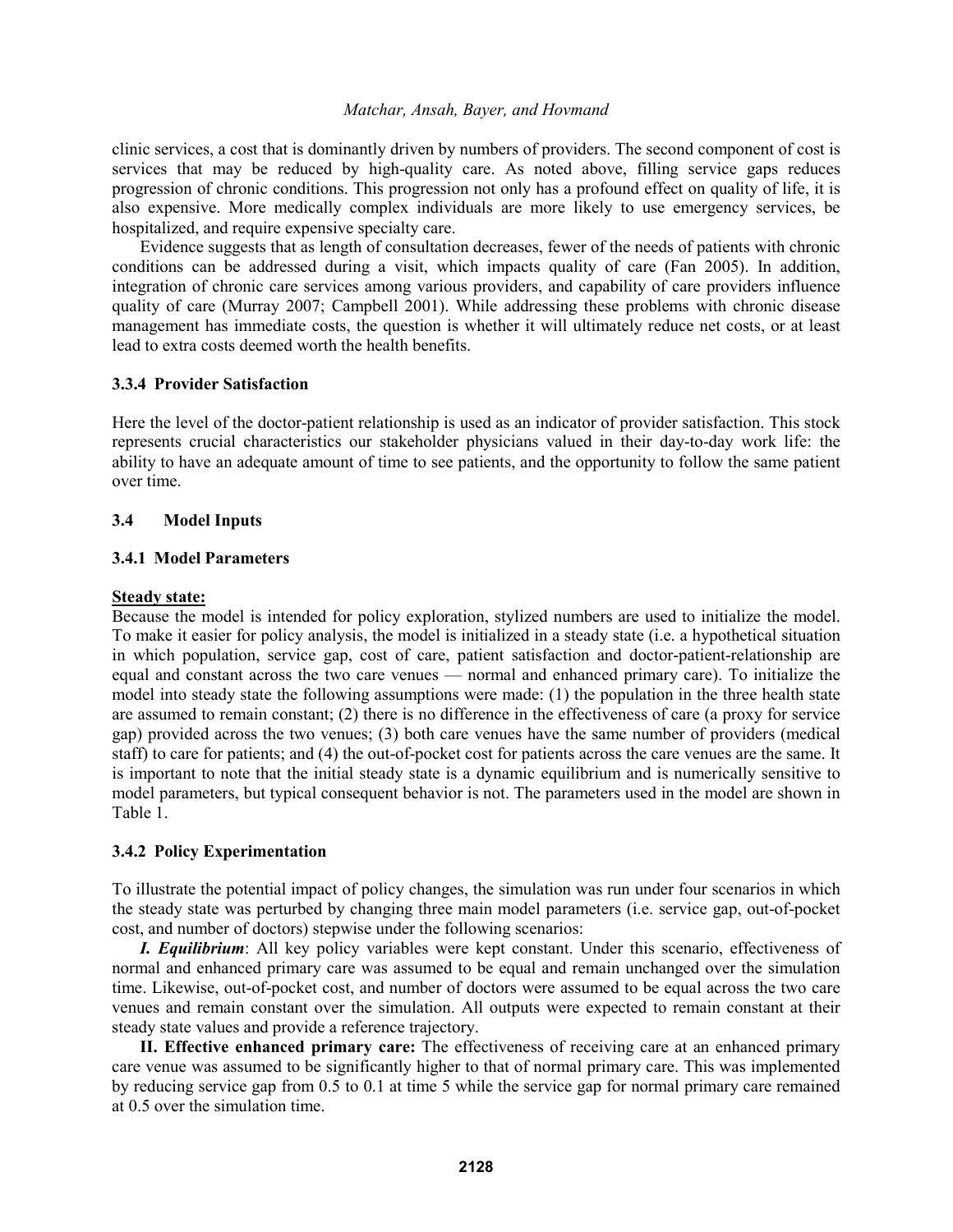clinic services, a cost that is dominantly driven by numbers of providers. The second component of cost is services that may be reduced by high-quality care. As noted above, filling service gaps reduces progression of chronic conditions. This progression not only has a profound effect on quality of life, it is also expensive. More medically complex individuals are more likely to use emergency services, be hospitalized, and require expensive specialty care.

Evidence suggests that as length of consultation decreases, fewer of the needs of patients with chronic conditions can be addressed during a visit, which impacts quality of care (Fan 2005). In addition, integration of chronic care services among various providers, and capability of care providers influence quality of care (Murray 2007; Campbell 2001). While addressing these problems with chronic disease management has immediate costs, the question is whether it will ultimately reduce net costs, or at least lead to extra costs deemed worth the health benefits.

### 3.3.4 Provider Satisfaction

Here the level of the doctor-patient relationship is used as an indicator of provider satisfaction. This stock represents crucial characteristics our stakeholder physicians valued in their day-to-day work life: the ability to have an adequate amount of time to see patients, and the opportunity to follow the same patient over time.

## 3.4 Model Inputs

### 3.4.1 Model Parameters

**Steady state:**

Because the model is intended for policy exploration, stylized numbers are used to initialize the model. To make it easier for policy analysis, the model is initialized in a steady state (i.e. a hypothetical situation in which population, service gap, cost of care, patient satisfaction and doctor-patient-relationship are equal and constant across the two care venues — normal and enhanced primary care). To initialize the model into steady state the following assumptions were made: (1) the population in the three health state are assumed to remain constant; (2) there is no difference in the effectiveness of care (a proxy for service gap) provided across the two venues; (3) both care venues have the same number of providers (medical staff) to care for patients; and (4) the out-of-pocket cost for patients across the care venues are the same. It is important to note that the initial steady state is a dynamic equilibrium and is numerically sensitive to model parameters, but typical consequent behavior is not. The parameters used in the model are shown in Table 1.

### 3.4.2 Policy Experimentation

To illustrate the potential impact of policy changes, the simulation was run under four scenarios in which the steady state was perturbed by changing three main model parameters (i.e. service gap, out-of-pocket cost, and number of doctors) stepwise under the following scenarios:

***I. Equilibrium***: All key policy variables were kept constant. Under this scenario, effectiveness of normal and enhanced primary care was assumed to be equal and remain unchanged over the simulation time. Likewise, out-of-pocket cost, and number of doctors were assumed to be equal across the two care venues and remain constant over the simulation. All outputs were expected to remain constant at their steady state values and provide a reference trajectory.

**II. Effective enhanced primary care:** The effectiveness of receiving care at an enhanced primary care venue was assumed to be significantly higher to that of normal primary care. This was implemented by reducing service gap from 0.5 to 0.1 at time 5 while the service gap for normal primary care remained at 0.5 over the simulation time.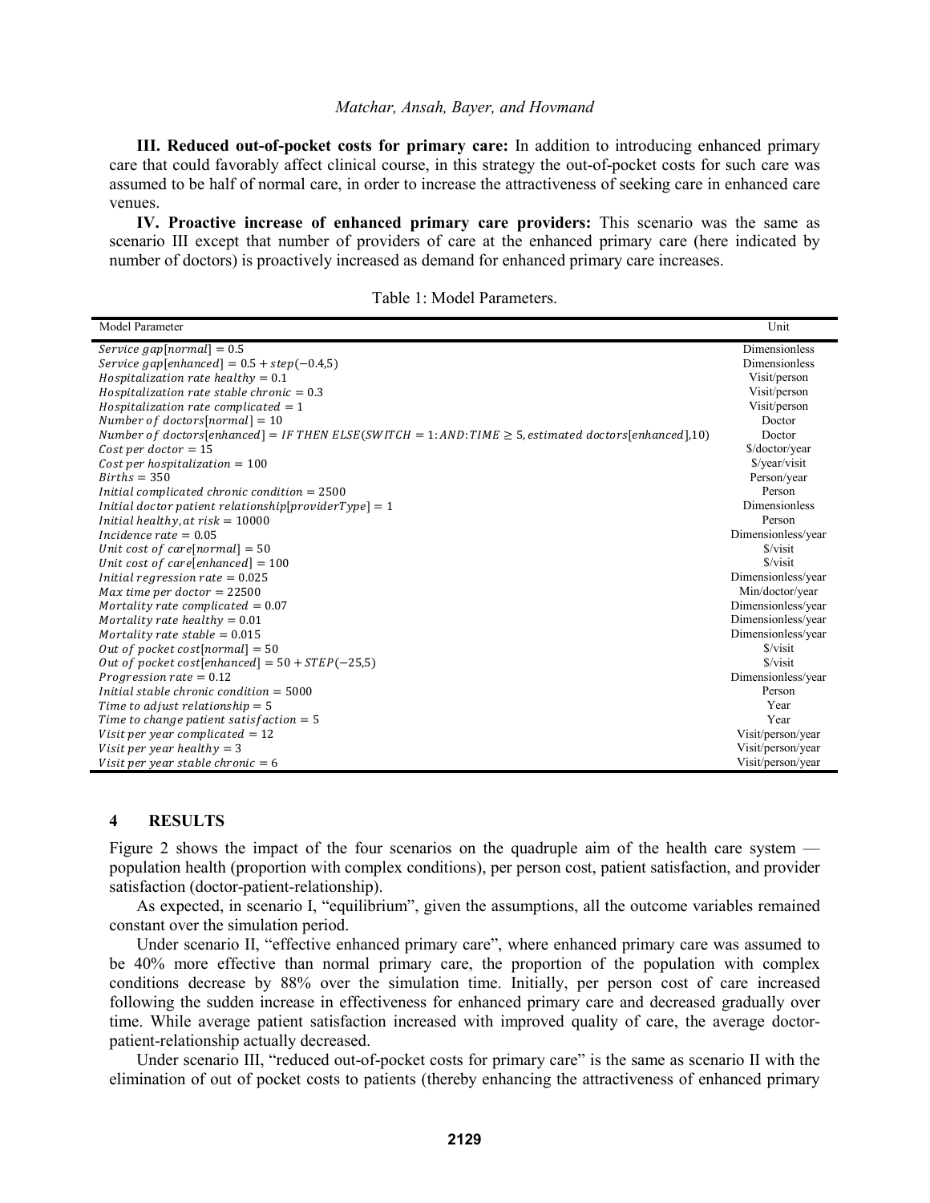**III. Reduced out-of-pocket costs for primary care:** In addition to introducing enhanced primary care that could favorably affect clinical course, in this strategy the out-of-pocket costs for such care was assumed to be half of normal care, in order to increase the attractiveness of seeking care in enhanced care venues.

**IV. Proactive increase of enhanced primary care providers:** This scenario was the same as scenario III except that number of providers of care at the enhanced primary care (here indicated by number of doctors) is proactively increased as demand for enhanced primary care increases.

Table 1: Model Parameters.

| Model Parameter | Unit |
|---|---|
| $Service\ gap[normal] = 0.5$ | Dimensionless |
| $Service\ gap[enhanced] = 0.5 + step(-0.4,5)$ | Dimensionless |
| $Hospitalization\ rate\ healthy = 0.1$ | Visit/person |
| $Hospitalization\ rate\ stable\ chronic = 0.3$ | Visit/person |
| $Hospitalization\ rate\ complicated = 1$ | Visit/person |
| $Number\ of\ doctors[normal] = 10$ | Doctor |
| $Number\ of\ doctors[enhanced] = IF\ THEN\ ELSE(SWITCH = 1{:}AND{:}TIME \geq 5, estimated\ doctors[enhanced], 10)$ | Doctor |
| $Cost\ per\ doctor = 15$ | \$/doctor/year |
| $Cost\ per\ hospitalization = 100$ | \$/year/visit |
| $Births = 350$ | Person/year |
| $Initial\ complicated\ chronic\ condition = 2500$ | Person |
| $Initial\ doctor\ patient\ relationship[providerType] = 1$ | Dimensionless |
| $Initial\ healthy, at\ risk = 10000$ | Person |
| $Incidence\ rate = 0.05$ | Dimensionless/year |
| $Unit\ cost\ of\ care[normal] = 50$ | \$/visit |
| $Unit\ cost\ of\ care[enhanced] = 100$ | \$/visit |
| $Initial\ regression\ rate = 0.025$ | Dimensionless/year |
| $Max\ time\ per\ doctor = 22500$ | Min/doctor/year |
| $Mortality\ rate\ complicated = 0.07$ | Dimensionless/year |
| $Mortality\ rate\ healthy = 0.01$ | Dimensionless/year |
| $Mortality\ rate\ stable = 0.015$ | Dimensionless/year |
| $Out\ of\ pocket\ cost[normal] = 50$ | \$/visit |
| $Out\ of\ pocket\ cost[enhanced] = 50 + STEP(-25,5)$ | \$/visit |
| $Progression\ rate = 0.12$ | Dimensionless/year |
| $Initial\ stable\ chronic\ condition = 5000$ | Person |
| $Time\ to\ adjust\ relationship = 5$ | Year |
| $Time\ to\ change\ patient\ satisfaction = 5$ | Year |
| $Visit\ per\ year\ complicated = 12$ | Visit/person/year |
| $Visit\ per\ year\ healthy = 3$ | Visit/person/year |
| $Visit\ per\ year\ stable\ chronic = 6$ | Visit/person/year |

## 4 RESULTS

Figure 2 shows the impact of the four scenarios on the quadruple aim of the health care system — population health (proportion with complex conditions), per person cost, patient satisfaction, and provider satisfaction (doctor-patient-relationship).

As expected, in scenario I, "equilibrium", given the assumptions, all the outcome variables remained constant over the simulation period.

Under scenario II, "effective enhanced primary care", where enhanced primary care was assumed to be 40% more effective than normal primary care, the proportion of the population with complex conditions decrease by 88% over the simulation time. Initially, per person cost of care increased following the sudden increase in effectiveness for enhanced primary care and decreased gradually over time. While average patient satisfaction increased with improved quality of care, the average doctor-patient-relationship actually decreased.

Under scenario III, "reduced out-of-pocket costs for primary care" is the same as scenario II with the elimination of out of pocket costs to patients (thereby enhancing the attractiveness of enhanced primary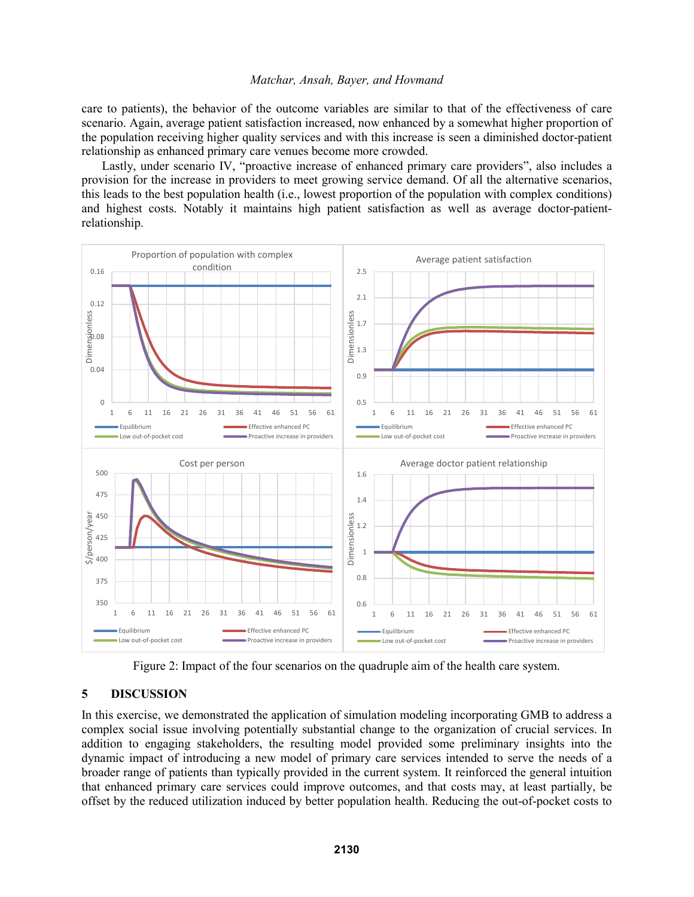care to patients), the behavior of the outcome variables are similar to that of the effectiveness of care scenario. Again, average patient satisfaction increased, now enhanced by a somewhat higher proportion of the population receiving higher quality services and with this increase is seen a diminished doctor-patient relationship as enhanced primary care venues become more crowded.

Lastly, under scenario IV, "proactive increase of enhanced primary care providers", also includes a provision for the increase in providers to meet growing service demand. Of all the alternative scenarios, this leads to the best population health (i.e., lowest proportion of the population with complex conditions) and highest costs. Notably it maintains high patient satisfaction as well as average doctor-patient-relationship.

Figure 2: Impact of the four scenarios on the quadruple aim of the health care system.

## 5 DISCUSSION

In this exercise, we demonstrated the application of simulation modeling incorporating GMB to address a complex social issue involving potentially substantial change to the organization of crucial services. In addition to engaging stakeholders, the resulting model provided some preliminary insights into the dynamic impact of introducing a new model of primary care services intended to serve the needs of a broader range of patients than typically provided in the current system. It reinforced the general intuition that enhanced primary care services could improve outcomes, and that costs may, at least partially, be offset by the reduced utilization induced by better population health. Reducing the out-of-pocket costs to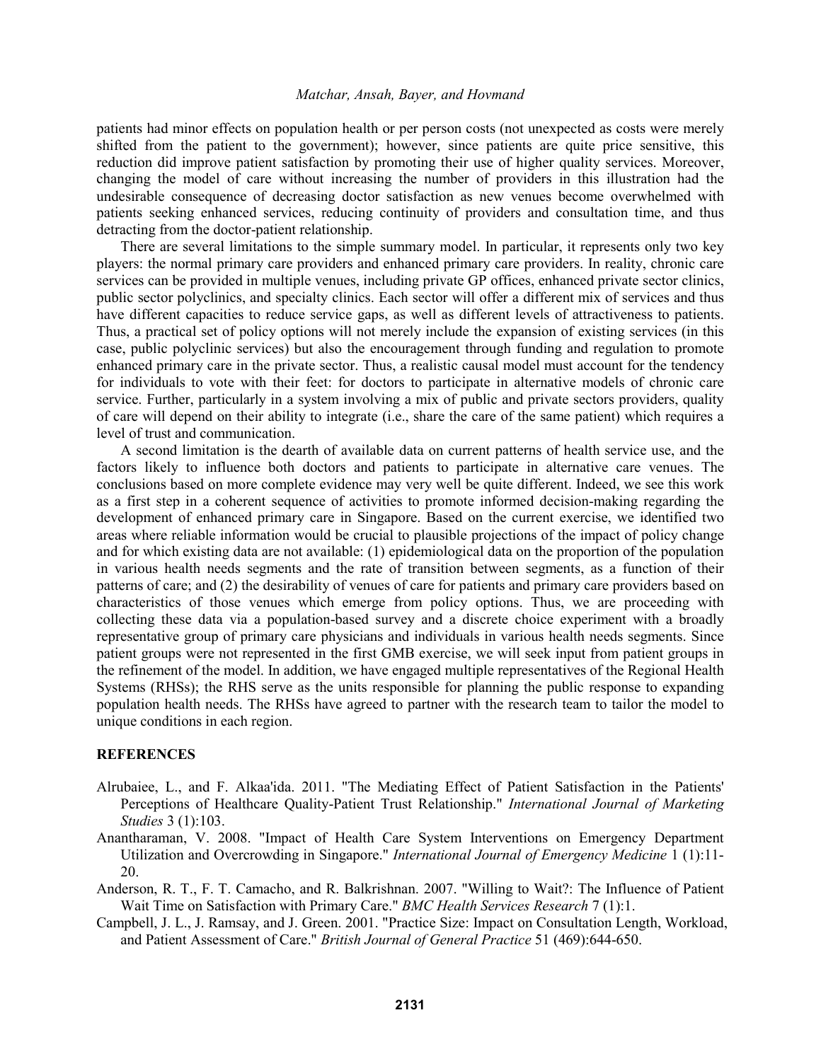patients had minor effects on population health or per person costs (not unexpected as costs were merely shifted from the patient to the government); however, since patients are quite price sensitive, this reduction did improve patient satisfaction by promoting their use of higher quality services. Moreover, changing the model of care without increasing the number of providers in this illustration had the undesirable consequence of decreasing doctor satisfaction as new venues become overwhelmed with patients seeking enhanced services, reducing continuity of providers and consultation time, and thus detracting from the doctor-patient relationship.

There are several limitations to the simple summary model. In particular, it represents only two key players: the normal primary care providers and enhanced primary care providers. In reality, chronic care services can be provided in multiple venues, including private GP offices, enhanced private sector clinics, public sector polyclinics, and specialty clinics. Each sector will offer a different mix of services and thus have different capacities to reduce service gaps, as well as different levels of attractiveness to patients. Thus, a practical set of policy options will not merely include the expansion of existing services (in this case, public polyclinic services) but also the encouragement through funding and regulation to promote enhanced primary care in the private sector. Thus, a realistic causal model must account for the tendency for individuals to vote with their feet: for doctors to participate in alternative models of chronic care service. Further, particularly in a system involving a mix of public and private sectors providers, quality of care will depend on their ability to integrate (i.e., share the care of the same patient) which requires a level of trust and communication.

A second limitation is the dearth of available data on current patterns of health service use, and the factors likely to influence both doctors and patients to participate in alternative care venues. The conclusions based on more complete evidence may very well be quite different. Indeed, we see this work as a first step in a coherent sequence of activities to promote informed decision-making regarding the development of enhanced primary care in Singapore. Based on the current exercise, we identified two areas where reliable information would be crucial to plausible projections of the impact of policy change and for which existing data are not available: (1) epidemiological data on the proportion of the population in various health needs segments and the rate of transition between segments, as a function of their patterns of care; and (2) the desirability of venues of care for patients and primary care providers based on characteristics of those venues which emerge from policy options. Thus, we are proceeding with collecting these data via a population-based survey and a discrete choice experiment with a broadly representative group of primary care physicians and individuals in various health needs segments. Since patient groups were not represented in the first GMB exercise, we will seek input from patient groups in the refinement of the model. In addition, we have engaged multiple representatives of the Regional Health Systems (RHSs); the RHS serve as the units responsible for planning the public response to expanding population health needs. The RHSs have agreed to partner with the research team to tailor the model to unique conditions in each region.

## REFERENCES

Alrubaiee, L., and F. Alkaa'ida. 2011. "The Mediating Effect of Patient Satisfaction in the Patients' Perceptions of Healthcare Quality-Patient Trust Relationship." *International Journal of Marketing Studies* 3 (1):103.

Anantharaman, V. 2008. "Impact of Health Care System Interventions on Emergency Department Utilization and Overcrowding in Singapore." *International Journal of Emergency Medicine* 1 (1):11-20.

Anderson, R. T., F. T. Camacho, and R. Balkrishnan. 2007. "Willing to Wait?: The Influence of Patient Wait Time on Satisfaction with Primary Care." *BMC Health Services Research* 7 (1):1.

Campbell, J. L., J. Ramsay, and J. Green. 2001. "Practice Size: Impact on Consultation Length, Workload, and Patient Assessment of Care." *British Journal of General Practice* 51 (469):644-650.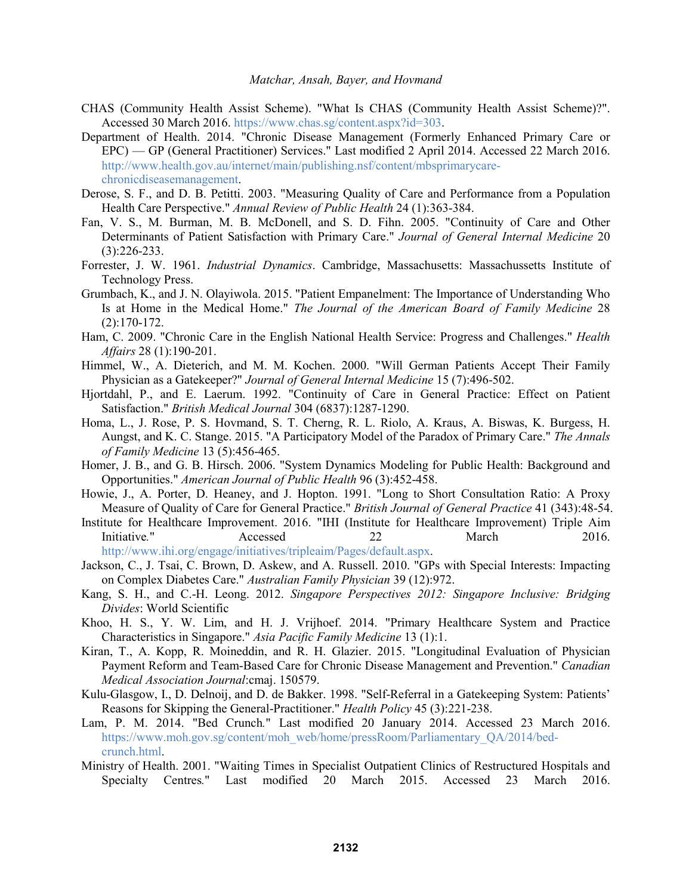CHAS (Community Health Assist Scheme). "What Is CHAS (Community Health Assist Scheme)?". Accessed 30 March 2016. https://www.chas.sg/content.aspx?id=303.

Department of Health. 2014. "Chronic Disease Management (Formerly Enhanced Primary Care or EPC) — GP (General Practitioner) Services." Last modified 2 April 2014. Accessed 22 March 2016. http://www.health.gov.au/internet/main/publishing.nsf/content/mbsprimarycare-chronicdiseasemanagement.

Derose, S. F., and D. B. Petitti. 2003. "Measuring Quality of Care and Performance from a Population Health Care Perspective." *Annual Review of Public Health* 24 (1):363-384.

Fan, V. S., M. Burman, M. B. McDonell, and S. D. Fihn. 2005. "Continuity of Care and Other Determinants of Patient Satisfaction with Primary Care." *Journal of General Internal Medicine* 20 (3):226-233.

Forrester, J. W. 1961. *Industrial Dynamics*. Cambridge, Massachusetts: Massachussetts Institute of Technology Press.

Grumbach, K., and J. N. Olayiwola. 2015. "Patient Empanelment: The Importance of Understanding Who Is at Home in the Medical Home." *The Journal of the American Board of Family Medicine* 28 (2):170-172.

Ham, C. 2009. "Chronic Care in the English National Health Service: Progress and Challenges." *Health Affairs* 28 (1):190-201.

Himmel, W., A. Dieterich, and M. M. Kochen. 2000. "Will German Patients Accept Their Family Physician as a Gatekeeper?" *Journal of General Internal Medicine* 15 (7):496-502.

Hjortdahl, P., and E. Laerum. 1992. "Continuity of Care in General Practice: Effect on Patient Satisfaction." *British Medical Journal* 304 (6837):1287-1290.

Homa, L., J. Rose, P. S. Hovmand, S. T. Cherng, R. L. Riolo, A. Kraus, A. Biswas, K. Burgess, H. Aungst, and K. C. Stange. 2015. "A Participatory Model of the Paradox of Primary Care." *The Annals of Family Medicine* 13 (5):456-465.

Homer, J. B., and G. B. Hirsch. 2006. "System Dynamics Modeling for Public Health: Background and Opportunities." *American Journal of Public Health* 96 (3):452-458.

Howie, J., A. Porter, D. Heaney, and J. Hopton. 1991. "Long to Short Consultation Ratio: A Proxy Measure of Quality of Care for General Practice." *British Journal of General Practice* 41 (343):48-54.

Institute for Healthcare Improvement. 2016. "IHI (Institute for Healthcare Improvement) Triple Aim Initiative." Accessed 22 March 2016. http://www.ihi.org/engage/initiatives/tripleaim/Pages/default.aspx.

Jackson, C., J. Tsai, C. Brown, D. Askew, and A. Russell. 2010. "GPs with Special Interests: Impacting on Complex Diabetes Care." *Australian Family Physician* 39 (12):972.

Kang, S. H., and C.-H. Leong. 2012. *Singapore Perspectives 2012: Singapore Inclusive: Bridging Divides*: World Scientific

Khoo, H. S., Y. W. Lim, and H. J. Vrijhoef. 2014. "Primary Healthcare System and Practice Characteristics in Singapore." *Asia Pacific Family Medicine* 13 (1):1.

Kiran, T., A. Kopp, R. Moineddin, and R. H. Glazier. 2015. "Longitudinal Evaluation of Physician Payment Reform and Team-Based Care for Chronic Disease Management and Prevention." *Canadian Medical Association Journal*:cmaj. 150579.

Kulu-Glasgow, I., D. Delnoij, and D. de Bakker. 1998. "Self-Referral in a Gatekeeping System: Patients' Reasons for Skipping the General-Practitioner." *Health Policy* 45 (3):221-238.

Lam, P. M. 2014. "Bed Crunch." Last modified 20 January 2014. Accessed 23 March 2016. https://www.moh.gov.sg/content/moh_web/home/pressRoom/Parliamentary_QA/2014/bed-crunch.html.

Ministry of Health. 2001. "Waiting Times in Specialist Outpatient Clinics of Restructured Hospitals and Specialty Centres." Last modified 20 March 2015. Accessed 23 March 2016.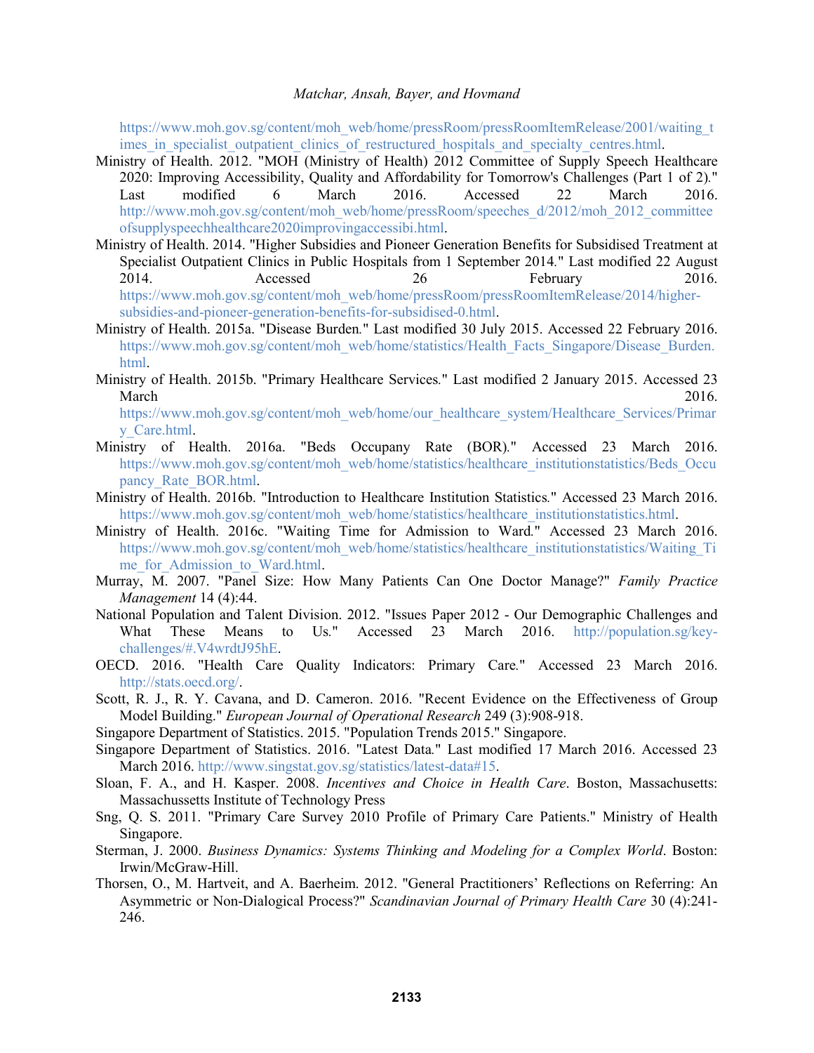https://www.moh.gov.sg/content/moh_web/home/pressRoom/pressRoomItemRelease/2001/waiting_times_in_specialist_outpatient_clinics_of_restructured_hospitals_and_specialty_centres.html.

Ministry of Health. 2012. "MOH (Ministry of Health) 2012 Committee of Supply Speech Healthcare 2020: Improving Accessibility, Quality and Affordability for Tomorrow's Challenges (Part 1 of 2)." Last modified 6 March 2016. Accessed 22 March 2016. http://www.moh.gov.sg/content/moh_web/home/pressRoom/speeches_d/2012/moh_2012_committeeofsupplyspeechhealthcare2020improvingaccessibi.html.

Ministry of Health. 2014. "Higher Subsidies and Pioneer Generation Benefits for Subsidised Treatment at Specialist Outpatient Clinics in Public Hospitals from 1 September 2014." Last modified 22 August 2014. Accessed 26 February 2016. https://www.moh.gov.sg/content/moh_web/home/pressRoom/pressRoomItemRelease/2014/higher-subsidies-and-pioneer-generation-benefits-for-subsidised-0.html.

Ministry of Health. 2015a. "Disease Burden." Last modified 30 July 2015. Accessed 22 February 2016. https://www.moh.gov.sg/content/moh_web/home/statistics/Health_Facts_Singapore/Disease_Burden.html.

Ministry of Health. 2015b. "Primary Healthcare Services." Last modified 2 January 2015. Accessed 23 March 2016. https://www.moh.gov.sg/content/moh_web/home/our_healthcare_system/Healthcare_Services/Primary_Care.html.

Ministry of Health. 2016a. "Beds Occupany Rate (BOR)." Accessed 23 March 2016. https://www.moh.gov.sg/content/moh_web/home/statistics/healthcare_institutionstatistics/Beds_Occupancy_Rate_BOR.html.

Ministry of Health. 2016b. "Introduction to Healthcare Institution Statistics." Accessed 23 March 2016. https://www.moh.gov.sg/content/moh_web/home/statistics/healthcare_institutionstatistics.html.

Ministry of Health. 2016c. "Waiting Time for Admission to Ward." Accessed 23 March 2016. https://www.moh.gov.sg/content/moh_web/home/statistics/healthcare_institutionstatistics/Waiting_Time_for_Admission_to_Ward.html.

Murray, M. 2007. "Panel Size: How Many Patients Can One Doctor Manage?" *Family Practice Management* 14 (4):44.

National Population and Talent Division. 2012. "Issues Paper 2012 - Our Demographic Challenges and What These Means to Us." Accessed 23 March 2016. http://population.sg/key-challenges/#.V4wrdtJ95hE.

OECD. 2016. "Health Care Quality Indicators: Primary Care." Accessed 23 March 2016. http://stats.oecd.org/.

Scott, R. J., R. Y. Cavana, and D. Cameron. 2016. "Recent Evidence on the Effectiveness of Group Model Building." *European Journal of Operational Research* 249 (3):908-918.

Singapore Department of Statistics. 2015. "Population Trends 2015." Singapore.

Singapore Department of Statistics. 2016. "Latest Data." Last modified 17 March 2016. Accessed 23 March 2016. http://www.singstat.gov.sg/statistics/latest-data#15.

Sloan, F. A., and H. Kasper. 2008. *Incentives and Choice in Health Care*. Boston, Massachusetts: Massachussetts Institute of Technology Press

Sng, Q. S. 2011. "Primary Care Survey 2010 Profile of Primary Care Patients." Ministry of Health Singapore.

Sterman, J. 2000. *Business Dynamics: Systems Thinking and Modeling for a Complex World*. Boston: Irwin/McGraw-Hill.

Thorsen, O., M. Hartveit, and A. Baerheim. 2012. "General Practitioners' Reflections on Referring: An Asymmetric or Non-Dialogical Process?" *Scandinavian Journal of Primary Health Care* 30 (4):241-246.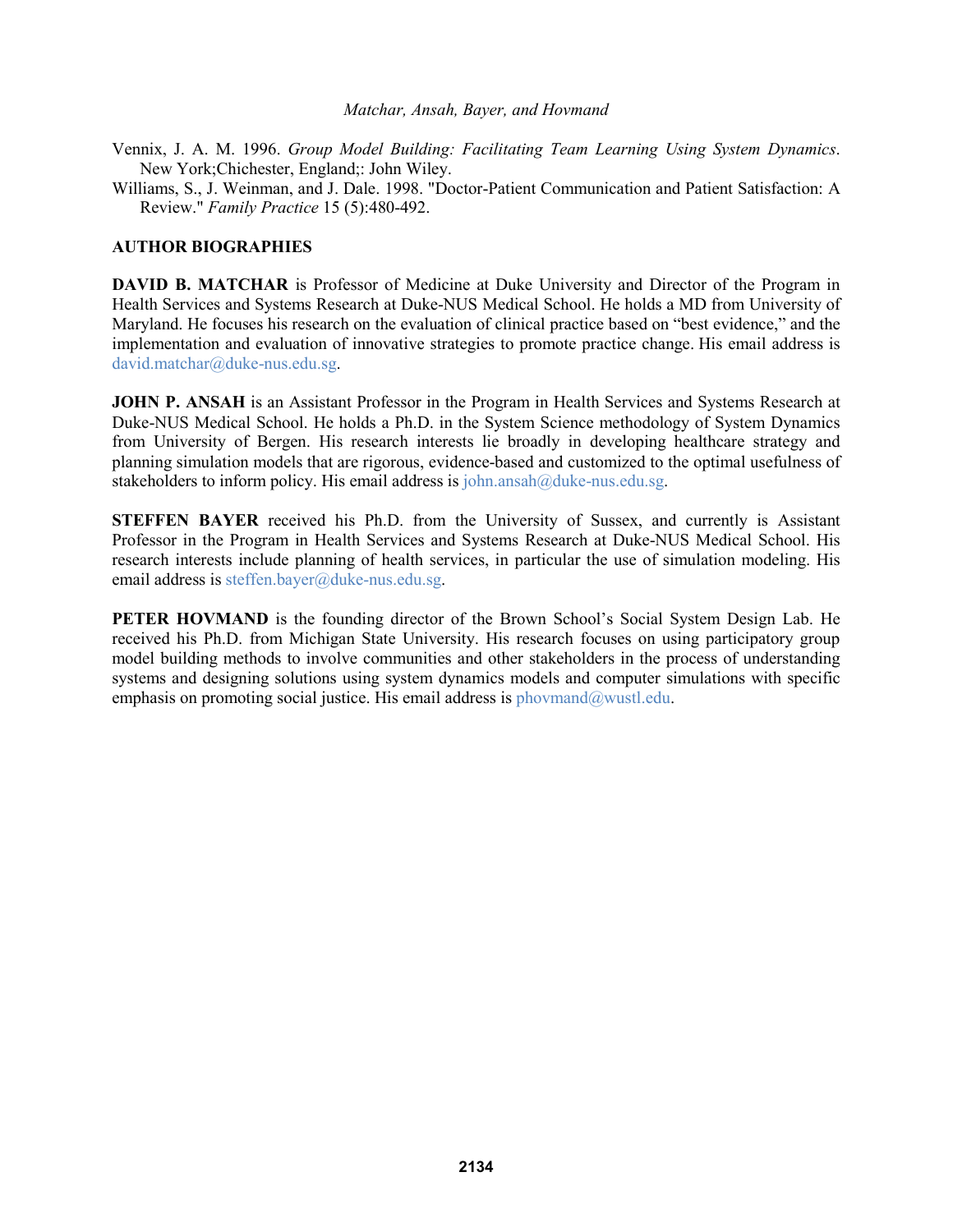Vennix, J. A. M. 1996. *Group Model Building: Facilitating Team Learning Using System Dynamics*. New York;Chichester, England;: John Wiley.

Williams, S., J. Weinman, and J. Dale. 1998. "Doctor-Patient Communication and Patient Satisfaction: A Review." *Family Practice* 15 (5):480-492.

## AUTHOR BIOGRAPHIES

**DAVID B. MATCHAR** is Professor of Medicine at Duke University and Director of the Program in Health Services and Systems Research at Duke-NUS Medical School. He holds a MD from University of Maryland. He focuses his research on the evaluation of clinical practice based on "best evidence," and the implementation and evaluation of innovative strategies to promote practice change. His email address is david.matchar@duke-nus.edu.sg.

**JOHN P. ANSAH** is an Assistant Professor in the Program in Health Services and Systems Research at Duke-NUS Medical School. He holds a Ph.D. in the System Science methodology of System Dynamics from University of Bergen. His research interests lie broadly in developing healthcare strategy and planning simulation models that are rigorous, evidence-based and customized to the optimal usefulness of stakeholders to inform policy. His email address is john.ansah@duke-nus.edu.sg.

**STEFFEN BAYER** received his Ph.D. from the University of Sussex, and currently is Assistant Professor in the Program in Health Services and Systems Research at Duke-NUS Medical School. His research interests include planning of health services, in particular the use of simulation modeling. His email address is steffen.bayer@duke-nus.edu.sg.

**PETER HOVMAND** is the founding director of the Brown School's Social System Design Lab. He received his Ph.D. from Michigan State University. His research focuses on using participatory group model building methods to involve communities and other stakeholders in the process of understanding systems and designing solutions using system dynamics models and computer simulations with specific emphasis on promoting social justice. His email address is phovmand@wustl.edu.